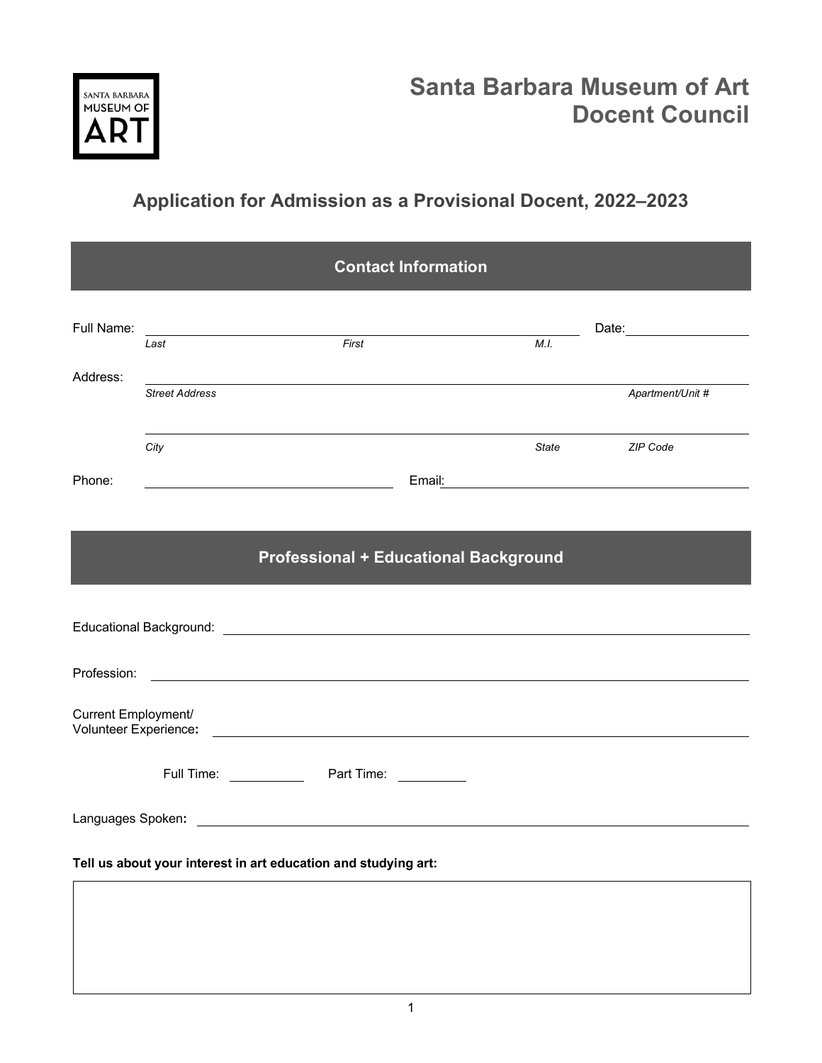# Santa Barbara Museum of Art
# Docent Council

## Application for Admission as a Provisional Docent, 2022–2023

### Contact Information

Full Name: ______________________________ Date: ____________

*Last* *First* *M.I.*

Address: ______________________________

*Street Address* *Apartment/Unit #*

______________________________

*City* *State* *ZIP Code*

Phone: ____________________ Email: ____________________

### Professional + Educational Background

Educational Background: ______________________________

Profession: ______________________________

Current Employment/
Volunteer Experience**:** ______________________________

Full Time: ________ Part Time: ________

Languages Spoken**:** ______________________________

**Tell us about your interest in art education and studying art:**

| |
|---|
| |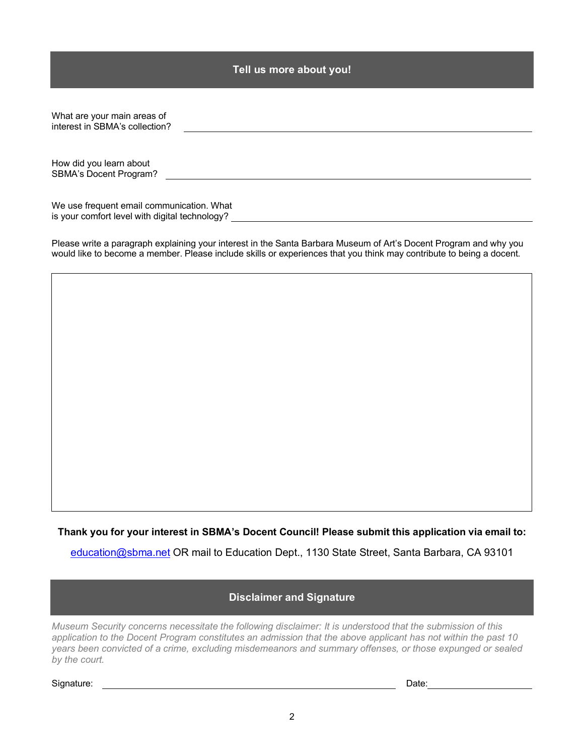## Tell us more about you!

What are your main areas of interest in SBMA's collection? ______________________________

How did you learn about SBMA's Docent Program? ______________________________

We use frequent email communication. What is your comfort level with digital technology? ______________________________

Please write a paragraph explaining your interest in the Santa Barbara Museum of Art's Docent Program and why you would like to become a member. Please include skills or experiences that you think may contribute to being a docent.

**Thank you for your interest in SBMA's Docent Council! Please submit this application via email to:**

education@sbma.net OR mail to Education Dept., 1130 State Street, Santa Barbara, CA 93101

## Disclaimer and Signature

*Museum Security concerns necessitate the following disclaimer: It is understood that the submission of this application to the Docent Program constitutes an admission that the above applicant has not within the past 10 years been convicted of a crime, excluding misdemeanors and summary offenses, or those expunged or sealed by the court.*

Signature: ______________________________ Date: ______________